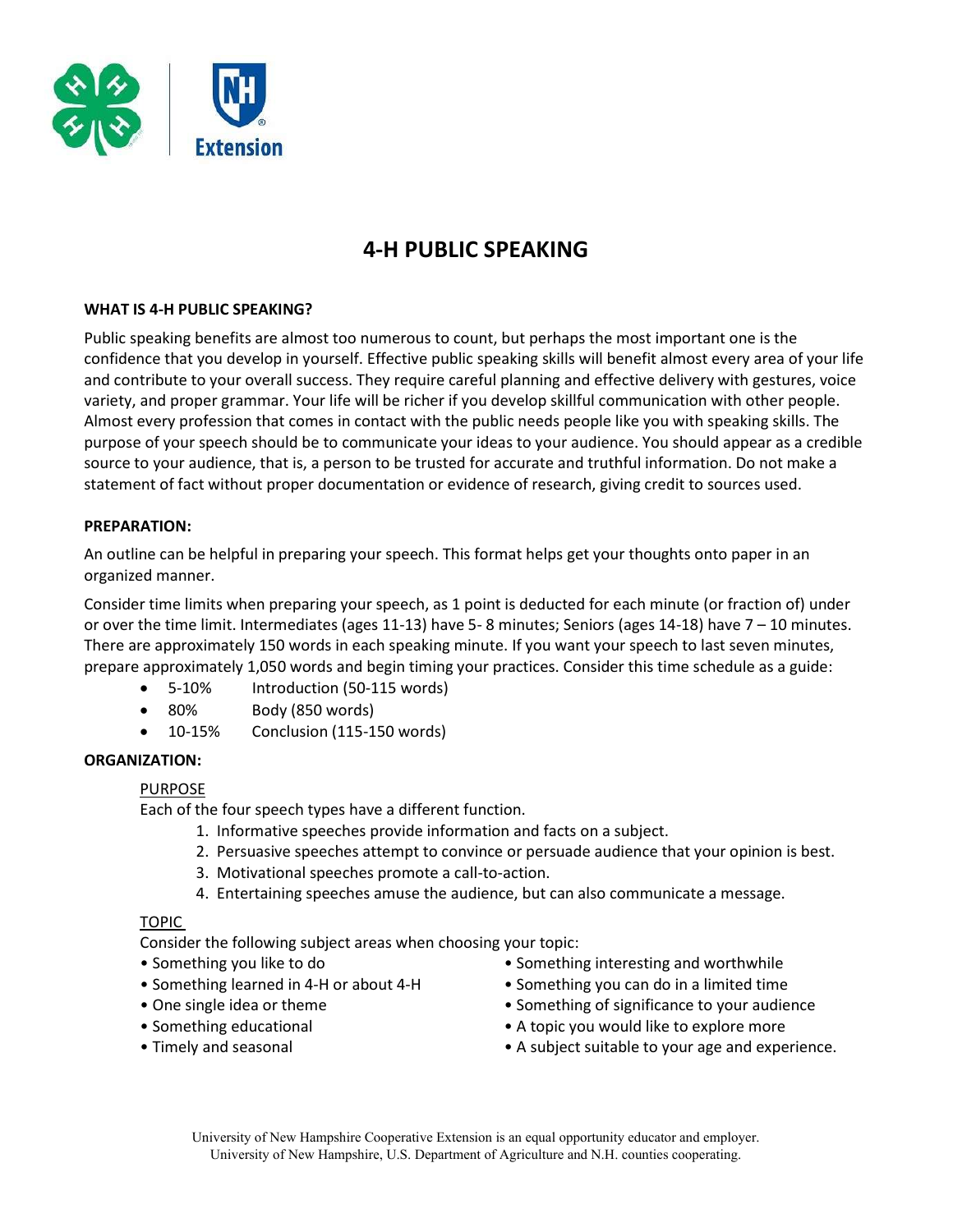# 4-H PUBLIC SPEAKING

## WHAT IS 4-H PUBLIC SPEAKING?

Public speaking benefits are almost too numerous to count, but perhaps the most important one is the confidence that you develop in yourself. Effective public speaking skills will benefit almost every area of your life and contribute to your overall success. They require careful planning and effective delivery with gestures, voice variety, and proper grammar. Your life will be richer if you develop skillful communication with other people. Almost every profession that comes in contact with the public needs people like you with speaking skills. The purpose of your speech should be to communicate your ideas to your audience. You should appear as a credible source to your audience, that is, a person to be trusted for accurate and truthful information. Do not make a statement of fact without proper documentation or evidence of research, giving credit to sources used.

## PREPARATION:

An outline can be helpful in preparing your speech. This format helps get your thoughts onto paper in an organized manner.

Consider time limits when preparing your speech, as 1 point is deducted for each minute (or fraction of) under or over the time limit. Intermediates (ages 11-13) have 5- 8 minutes; Seniors (ages 14-18) have 7 – 10 minutes. There are approximately 150 words in each speaking minute. If you want your speech to last seven minutes, prepare approximately 1,050 words and begin timing your practices. Consider this time schedule as a guide:

- 5-10% Introduction (50-115 words)
- 80% Body (850 words)
- 10-15% Conclusion (115-150 words)

## ORGANIZATION:

### PURPOSE

Each of the four speech types have a different function.

1. Informative speeches provide information and facts on a subject.
2. Persuasive speeches attempt to convince or persuade audience that your opinion is best.
3. Motivational speeches promote a call-to-action.
4. Entertaining speeches amuse the audience, but can also communicate a message.

### TOPIC

Consider the following subject areas when choosing your topic:

- Something you like to do
- Something learned in 4-H or about 4-H
- One single idea or theme
- Something educational
- Timely and seasonal
- Something interesting and worthwhile
- Something you can do in a limited time
- Something of significance to your audience
- A topic you would like to explore more
- A subject suitable to your age and experience.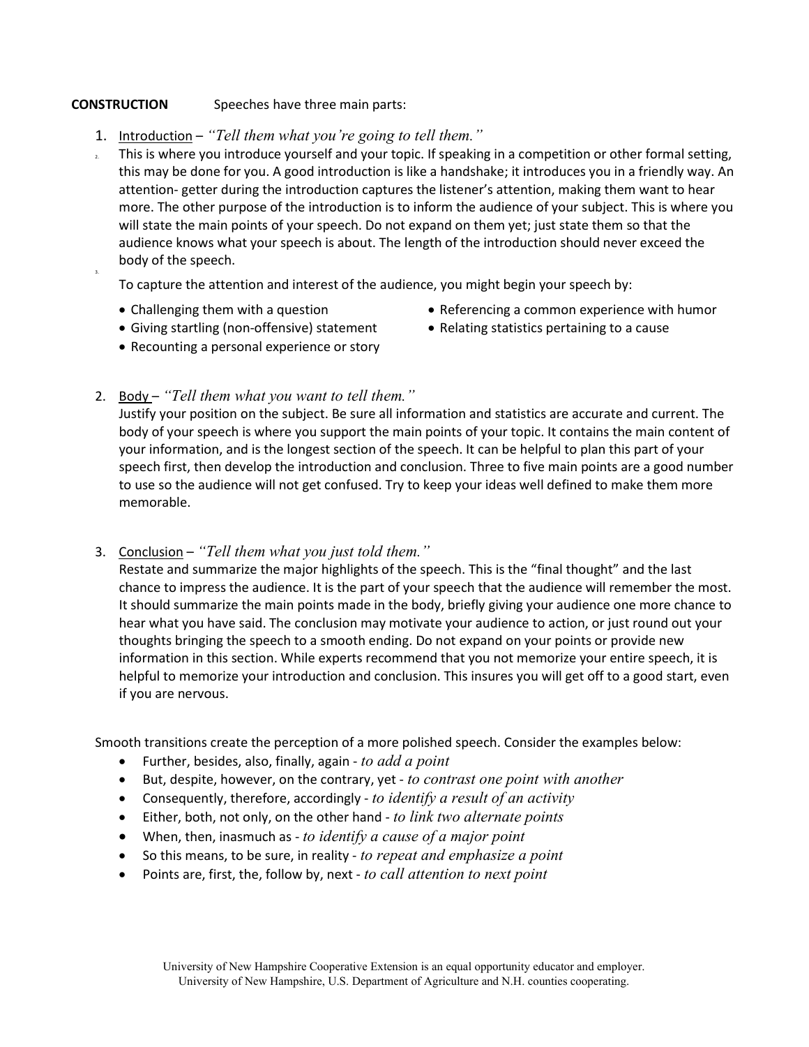**CONSTRUCTION** Speeches have three main parts:

1. Introduction – *"Tell them what you're going to tell them."*

This is where you introduce yourself and your topic. If speaking in a competition or other formal setting, this may be done for you. A good introduction is like a handshake; it introduces you in a friendly way. An attention- getter during the introduction captures the listener's attention, making them want to hear more. The other purpose of the introduction is to inform the audience of your subject. This is where you will state the main points of your speech. Do not expand on them yet; just state them so that the audience knows what your speech is about. The length of the introduction should never exceed the body of the speech.

To capture the attention and interest of the audience, you might begin your speech by:

- Challenging them with a question
- Giving startling (non-offensive) statement
- Recounting a personal experience or story
- Referencing a common experience with humor
- Relating statistics pertaining to a cause

2. Body – *"Tell them what you want to tell them."*
   Justify your position on the subject. Be sure all information and statistics are accurate and current. The body of your speech is where you support the main points of your topic. It contains the main content of your information, and is the longest section of the speech. It can be helpful to plan this part of your speech first, then develop the introduction and conclusion. Three to five main points are a good number to use so the audience will not get confused. Try to keep your ideas well defined to make them more memorable.

3. Conclusion – *"Tell them what you just told them."*
   Restate and summarize the major highlights of the speech. This is the "final thought" and the last chance to impress the audience. It is the part of your speech that the audience will remember the most. It should summarize the main points made in the body, briefly giving your audience one more chance to hear what you have said. The conclusion may motivate your audience to action, or just round out your thoughts bringing the speech to a smooth ending. Do not expand on your points or provide new information in this section. While experts recommend that you not memorize your entire speech, it is helpful to memorize your introduction and conclusion. This insures you will get off to a good start, even if you are nervous.

Smooth transitions create the perception of a more polished speech. Consider the examples below:

- Further, besides, also, finally, again - *to add a point*
- But, despite, however, on the contrary, yet - *to contrast one point with another*
- Consequently, therefore, accordingly - *to identify a result of an activity*
- Either, both, not only, on the other hand - *to link two alternate points*
- When, then, inasmuch as - *to identify a cause of a major point*
- So this means, to be sure, in reality - *to repeat and emphasize a point*
- Points are, first, the, follow by, next - *to call attention to next point*

University of New Hampshire Cooperative Extension is an equal opportunity educator and employer.
University of New Hampshire, U.S. Department of Agriculture and N.H. counties cooperating.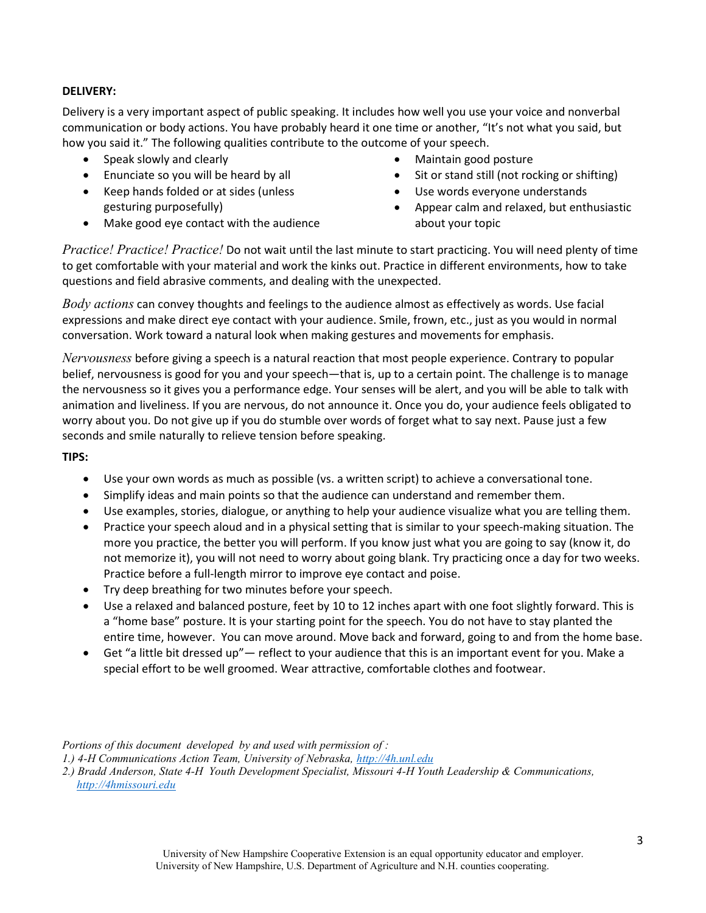**DELIVERY:**

Delivery is a very important aspect of public speaking. It includes how well you use your voice and nonverbal communication or body actions. You have probably heard it one time or another, "It's not what you said, but how you said it." The following qualities contribute to the outcome of your speech.

- Speak slowly and clearly
- Enunciate so you will be heard by all
- Keep hands folded or at sides (unless gesturing purposefully)
- Make good eye contact with the audience
- Maintain good posture
- Sit or stand still (not rocking or shifting)
- Use words everyone understands
- Appear calm and relaxed, but enthusiastic about your topic

*Practice! Practice! Practice!* Do not wait until the last minute to start practicing. You will need plenty of time to get comfortable with your material and work the kinks out. Practice in different environments, how to take questions and field abrasive comments, and dealing with the unexpected.

*Body actions* can convey thoughts and feelings to the audience almost as effectively as words. Use facial expressions and make direct eye contact with your audience. Smile, frown, etc., just as you would in normal conversation. Work toward a natural look when making gestures and movements for emphasis.

*Nervousness* before giving a speech is a natural reaction that most people experience. Contrary to popular belief, nervousness is good for you and your speech—that is, up to a certain point. The challenge is to manage the nervousness so it gives you a performance edge. Your senses will be alert, and you will be able to talk with animation and liveliness. If you are nervous, do not announce it. Once you do, your audience feels obligated to worry about you. Do not give up if you do stumble over words of forget what to say next. Pause just a few seconds and smile naturally to relieve tension before speaking.

**TIPS:**

- Use your own words as much as possible (vs. a written script) to achieve a conversational tone.
- Simplify ideas and main points so that the audience can understand and remember them.
- Use examples, stories, dialogue, or anything to help your audience visualize what you are telling them.
- Practice your speech aloud and in a physical setting that is similar to your speech-making situation. The more you practice, the better you will perform. If you know just what you are going to say (know it, do not memorize it), you will not need to worry about going blank. Try practicing once a day for two weeks. Practice before a full-length mirror to improve eye contact and poise.
- Try deep breathing for two minutes before your speech.
- Use a relaxed and balanced posture, feet by 10 to 12 inches apart with one foot slightly forward. This is a "home base" posture. It is your starting point for the speech. You do not have to stay planted the entire time, however. You can move around. Move back and forward, going to and from the home base.
- Get "a little bit dressed up"— reflect to your audience that this is an important event for you. Make a special effort to be well groomed. Wear attractive, comfortable clothes and footwear.

*Portions of this document developed by and used with permission of :*

*1.) 4-H Communications Action Team, University of Nebraska, http://4h.unl.edu*

*2.) Bradd Anderson, State 4-H Youth Development Specialist, Missouri 4-H Youth Leadership & Communications, http://4hmissouri.edu*

University of New Hampshire Cooperative Extension is an equal opportunity educator and employer.
University of New Hampshire, U.S. Department of Agriculture and N.H. counties cooperating.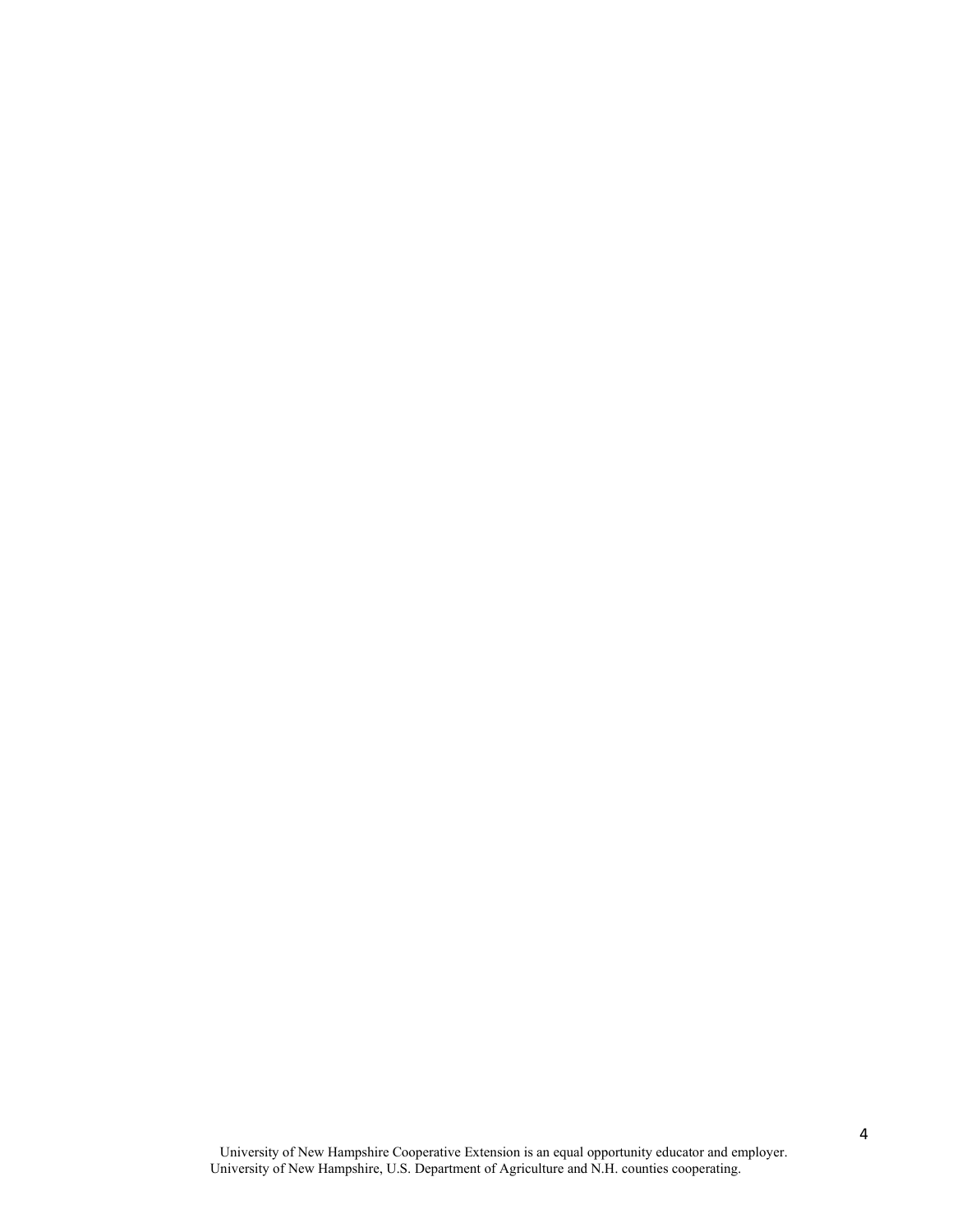University of New Hampshire Cooperative Extension is an equal opportunity educator and employer. University of New Hampshire, U.S. Department of Agriculture and N.H. counties cooperating.